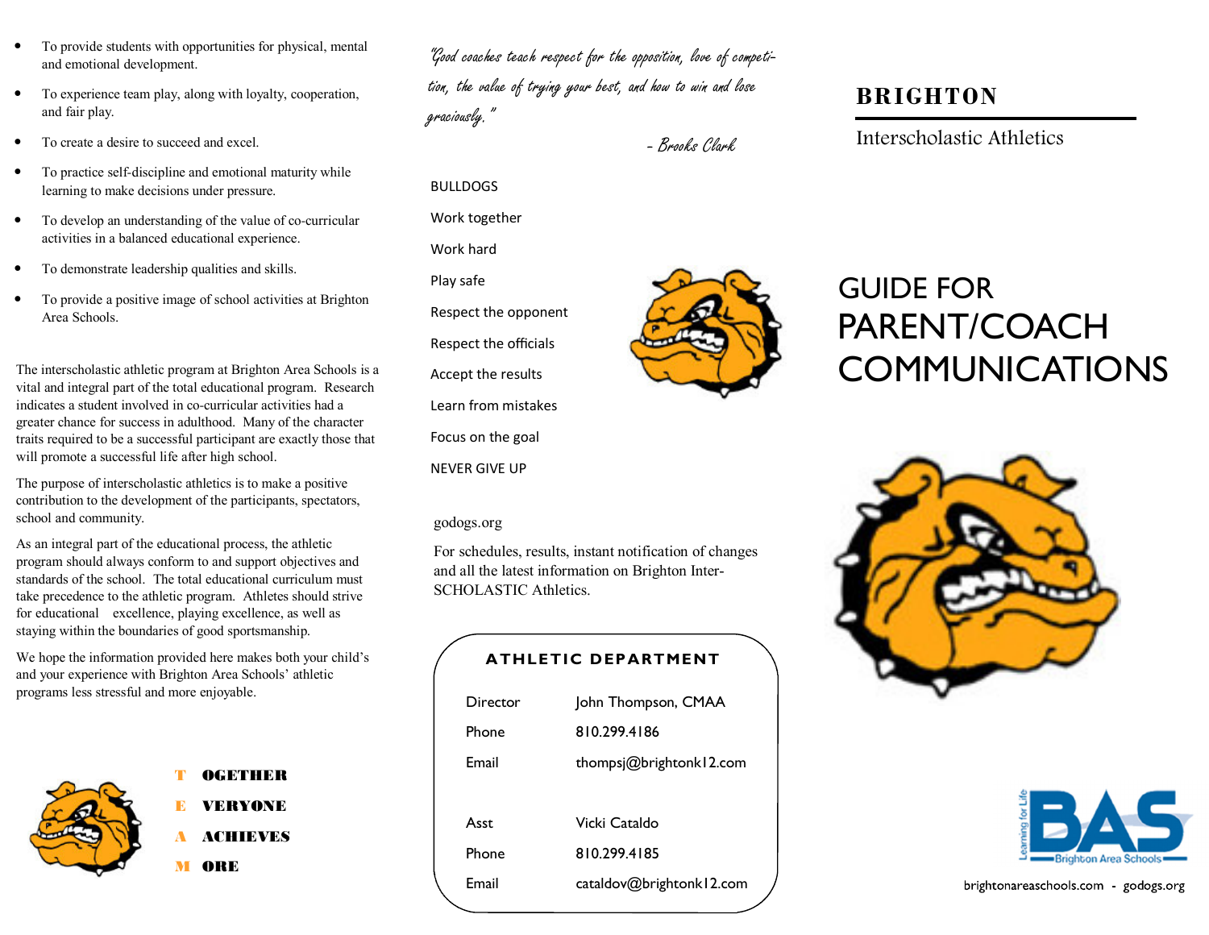- To provide students with opportunities for physical, mental and emotional development.
- To experience team play, along with loyalty, cooperation, and fair play.
- To create a desire to succeed and excel.
- To practice self-discipline and emotional maturity while learning to make decisions under pressure.
- To develop an understanding of the value of co-curricular activities in a balanced educational experience.
- To demonstrate leadership qualities and skills.
- To provide a positive image of school activities at Brighton Area Schools.

The interscholastic athletic program at Brighton Area Schools is a vital and integral part of the total educational program. Research indicates a student involved in co-curricular activities had a greater chance for success in adulthood. Many of the character traits required to be a successful participant are exactly those that will promote a successful life after high school.

The purpose of interscholastic athletics is to make a positive contribution to the development of the participants, spectators, school and community.

As an integral part of the educational process, the athletic program should always conform to and support objectives and standards of the school. The total educational curriculum must take precedence to the athletic program. Athletes should strive for educational excellence, playing excellence, as well as staying within the boundaries of good sportsmanship.

We hope the information provided here makes both your child's and your experience with Brighton Area Schools' athletic programs less stressful and more enjoyable.

**T** **OGETHER**
**E** **VERYONE**
**A** **ACHIEVES**
**M** **ORE**

*"Good coaches teach respect for the opposition, love of competition, the value of trying your best, and how to win and lose graciously."*

*- Brooks Clark*

BULLDOGS

Work together

Work hard

Play safe

Respect the opponent

Respect the officials

Accept the results

Learn from mistakes

Focus on the goal

NEVER GIVE UP

godogs.org

For schedules, results, instant notification of changes and all the latest information on Brighton Inter-SCHOLASTIC Athletics.

## ATHLETIC DEPARTMENT

| | |
|---|---|
| Director | John Thompson, CMAA |
| Phone | 810.299.4186 |
| Email | thompsj@brightonk12.com |
| | |
| Asst | Vicki Cataldo |
| Phone | 810.299.4185 |
| Email | cataldov@brightonk12.com |

# BRIGHTON

Interscholastic Athletics

# GUIDE FOR PARENT/COACH COMMUNICATIONS

BAS — Brighton Area Schools — Learning for Life

brightonareaschools.com - godogs.org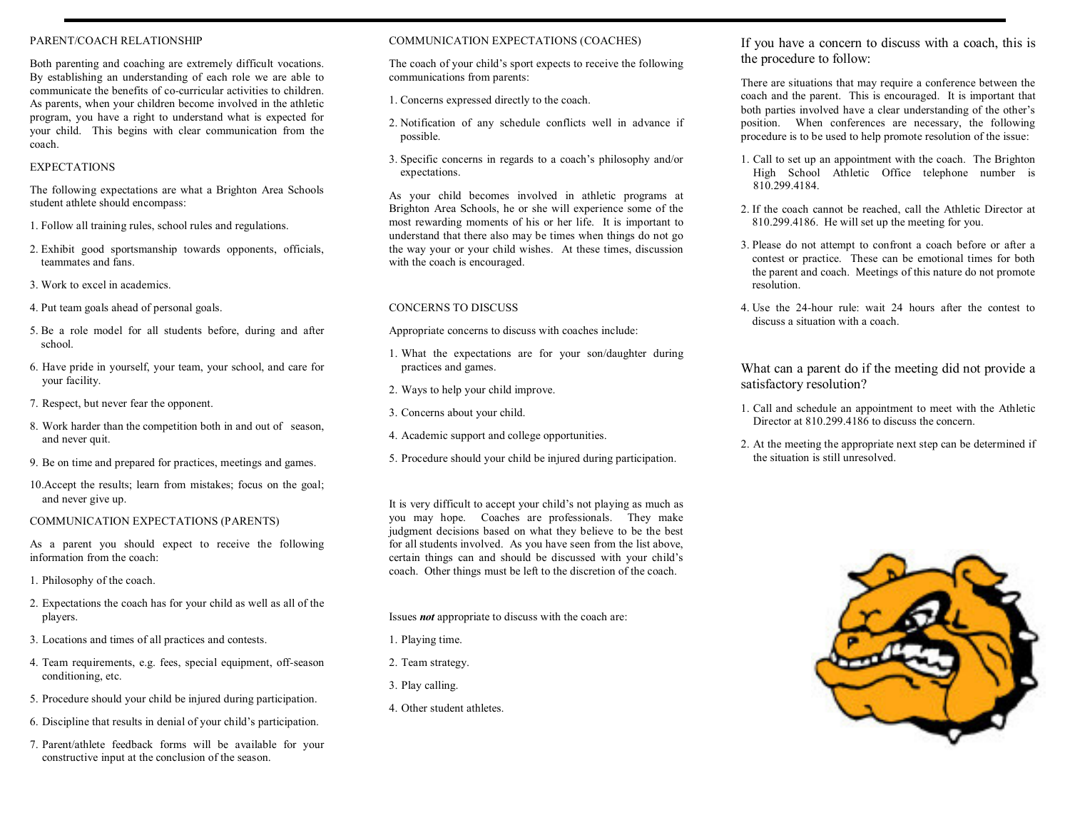## PARENT/COACH RELATIONSHIP

Both parenting and coaching are extremely difficult vocations. By establishing an understanding of each role we are able to communicate the benefits of co-curricular activities to children. As parents, when your children become involved in the athletic program, you have a right to understand what is expected for your child. This begins with clear communication from the coach.

## EXPECTATIONS

The following expectations are what a Brighton Area Schools student athlete should encompass:

1. Follow all training rules, school rules and regulations.
2. Exhibit good sportsmanship towards opponents, officials, teammates and fans.
3. Work to excel in academics.
4. Put team goals ahead of personal goals.
5. Be a role model for all students before, during and after school.
6. Have pride in yourself, your team, your school, and care for your facility.
7. Respect, but never fear the opponent.
8. Work harder than the competition both in and out of season, and never quit.
9. Be on time and prepared for practices, meetings and games.
10. Accept the results; learn from mistakes; focus on the goal; and never give up.

## COMMUNICATION EXPECTATIONS (PARENTS)

As a parent you should expect to receive the following information from the coach:

1. Philosophy of the coach.
2. Expectations the coach has for your child as well as all of the players.
3. Locations and times of all practices and contests.
4. Team requirements, e.g. fees, special equipment, off-season conditioning, etc.
5. Procedure should your child be injured during participation.
6. Discipline that results in denial of your child's participation.
7. Parent/athlete feedback forms will be available for your constructive input at the conclusion of the season.

## COMMUNICATION EXPECTATIONS (COACHES)

The coach of your child's sport expects to receive the following communications from parents:

1. Concerns expressed directly to the coach.
2. Notification of any schedule conflicts well in advance if possible.
3. Specific concerns in regards to a coach's philosophy and/or expectations.

As your child becomes involved in athletic programs at Brighton Area Schools, he or she will experience some of the most rewarding moments of his or her life. It is important to understand that there also may be times when things do not go the way your or your child wishes. At these times, discussion with the coach is encouraged.

## CONCERNS TO DISCUSS

Appropriate concerns to discuss with coaches include:

1. What the expectations are for your son/daughter during practices and games.
2. Ways to help your child improve.
3. Concerns about your child.
4. Academic support and college opportunities.
5. Procedure should your child be injured during participation.

It is very difficult to accept your child's not playing as much as you may hope. Coaches are professionals. They make judgment decisions based on what they believe to be the best for all students involved. As you have seen from the list above, certain things can and should be discussed with your child's coach. Other things must be left to the discretion of the coach.

Issues ***not*** appropriate to discuss with the coach are:

1. Playing time.
2. Team strategy.
3. Play calling.
4. Other student athletes.

## If you have a concern to discuss with a coach, this is the procedure to follow:

There are situations that may require a conference between the coach and the parent. This is encouraged. It is important that both parties involved have a clear understanding of the other's position. When conferences are necessary, the following procedure is to be used to help promote resolution of the issue:

1. Call to set up an appointment with the coach. The Brighton High School Athletic Office telephone number is 810.299.4184.
2. If the coach cannot be reached, call the Athletic Director at 810.299.4186. He will set up the meeting for you.
3. Please do not attempt to confront a coach before or after a contest or practice. These can be emotional times for both the parent and coach. Meetings of this nature do not promote resolution.
4. Use the 24-hour rule: wait 24 hours after the contest to discuss a situation with a coach.

## What can a parent do if the meeting did not provide a satisfactory resolution?

1. Call and schedule an appointment to meet with the Athletic Director at 810.299.4186 to discuss the concern.
2. At the meeting the appropriate next step can be determined if the situation is still unresolved.